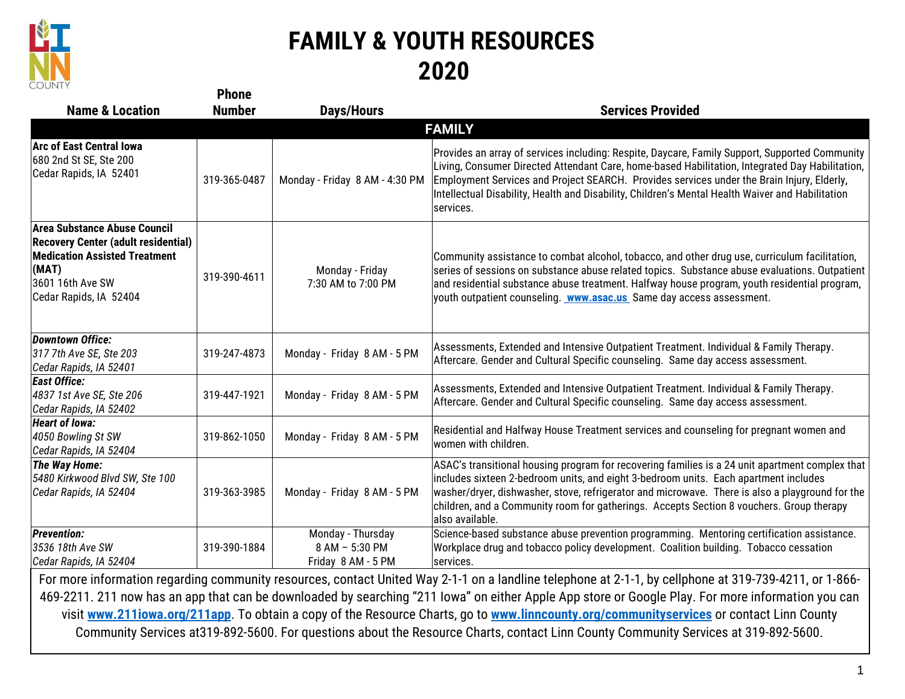# FAMILY & YOUTH RESOURCES 2020

| Name & Location | Phone Number | Days/Hours | Services Provided |
|---|---|---|---|
| **FAMILY** | | | |
| **Arc of East Central Iowa**<br>680 2nd St SE, Ste 200<br>Cedar Rapids, IA 52401 | 319-365-0487 | Monday - Friday 8 AM - 4:30 PM | Provides an array of services including: Respite, Daycare, Family Support, Supported Community Living, Consumer Directed Attendant Care, home-based Habilitation, Integrated Day Habilitation, Employment Services and Project SEARCH. Provides services under the Brain Injury, Elderly, Intellectual Disability, Health and Disability, Children's Mental Health Waiver and Habilitation services. |
| **Area Substance Abuse Council**<br>**Recovery Center (adult residential)**<br>**Medication Assisted Treatment (MAT)**<br>3601 16th Ave SW<br>Cedar Rapids, IA 52404 | 319-390-4611 | Monday - Friday<br>7:30 AM to 7:00 PM | Community assistance to combat alcohol, tobacco, and other drug use, curriculum facilitation, series of sessions on substance abuse related topics. Substance abuse evaluations. Outpatient and residential substance abuse treatment. Halfway house program, youth residential program, youth outpatient counseling. **www.asac.us** Same day access assessment. |
| ***Downtown Office:***<br>*317 7th Ave SE, Ste 203*<br>*Cedar Rapids, IA 52401* | 319-247-4873 | Monday - Friday 8 AM - 5 PM | Assessments, Extended and Intensive Outpatient Treatment. Individual & Family Therapy. Aftercare. Gender and Cultural Specific counseling. Same day access assessment. |
| ***East Office:***<br>*4837 1st Ave SE, Ste 206*<br>*Cedar Rapids, IA 52402* | 319-447-1921 | Monday - Friday 8 AM - 5 PM | Assessments, Extended and Intensive Outpatient Treatment. Individual & Family Therapy. Aftercare. Gender and Cultural Specific counseling. Same day access assessment. |
| ***Heart of Iowa:***<br>*4050 Bowling St SW*<br>*Cedar Rapids, IA 52404* | 319-862-1050 | Monday - Friday 8 AM - 5 PM | Residential and Halfway House Treatment services and counseling for pregnant women and women with children. |
| ***The Way Home:***<br>*5480 Kirkwood Blvd SW, Ste 100*<br>*Cedar Rapids, IA 52404* | 319-363-3985 | Monday - Friday 8 AM - 5 PM | ASAC's transitional housing program for recovering families is a 24 unit apartment complex that includes sixteen 2-bedroom units, and eight 3-bedroom units. Each apartment includes washer/dryer, dishwasher, stove, refrigerator and microwave. There is also a playground for the children, and a Community room for gatherings. Accepts Section 8 vouchers. Group therapy also available. |
| ***Prevention:***<br>*3536 18th Ave SW*<br>*Cedar Rapids, IA 52404* | 319-390-1884 | Monday - Thursday<br>8 AM – 5:30 PM<br>Friday 8 AM - 5 PM | Science-based substance abuse prevention programming. Mentoring certification assistance. Workplace drug and tobacco policy development. Coalition building. Tobacco cessation services. |

For more information regarding community resources, contact United Way 2-1-1 on a landline telephone at 2-1-1, by cellphone at 319-739-4211, or 1-866-469-2211. 211 now has an app that can be downloaded by searching "211 Iowa" on either Apple App store or Google Play. For more information you can visit **www.211iowa.org/211app**. To obtain a copy of the Resource Charts, go to **www.linncounty.org/communityservices** or contact Linn County Community Services at319-892-5600. For questions about the Resource Charts, contact Linn County Community Services at 319-892-5600.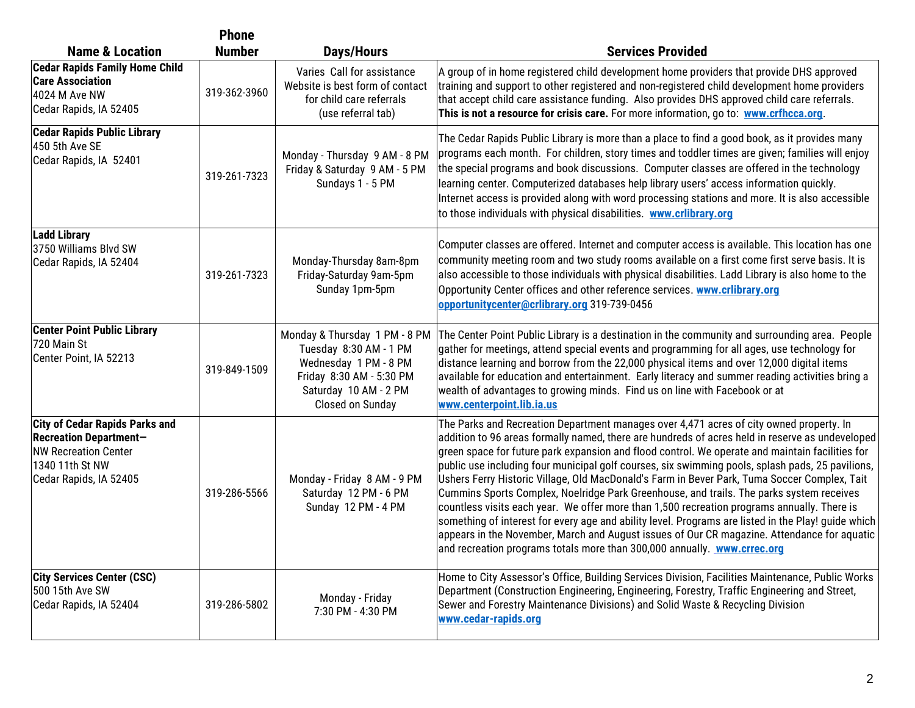| Name & Location | Phone Number | Days/Hours | Services Provided |
|---|---|---|---|
| **Cedar Rapids Family Home Child Care Association**<br>4024 M Ave NW<br>Cedar Rapids, IA 52405 | 319-362-3960 | Varies Call for assistance<br>Website is best form of contact for child care referrals<br>(use referral tab) | A group of in home registered child development home providers that provide DHS approved training and support to other registered and non-registered child development home providers that accept child care assistance funding. Also provides DHS approved child care referrals. **This is not a resource for crisis care.** For more information, go to: **www.crfhcca.org**. |
| **Cedar Rapids Public Library**<br>450 5th Ave SE<br>Cedar Rapids, IA 52401 | 319-261-7323 | Monday - Thursday 9 AM - 8 PM<br>Friday & Saturday 9 AM - 5 PM<br>Sundays 1 - 5 PM | The Cedar Rapids Public Library is more than a place to find a good book, as it provides many programs each month. For children, story times and toddler times are given; families will enjoy the special programs and book discussions. Computer classes are offered in the technology learning center. Computerized databases help library users' access information quickly. Internet access is provided along with word processing stations and more. It is also accessible to those individuals with physical disabilities. **www.crlibrary.org** |
| **Ladd Library**<br>3750 Williams Blvd SW<br>Cedar Rapids, IA 52404 | 319-261-7323 | Monday-Thursday 8am-8pm<br>Friday-Saturday 9am-5pm<br>Sunday 1pm-5pm | Computer classes are offered. Internet and computer access is available. This location has one community meeting room and two study rooms available on a first come first serve basis. It is also accessible to those individuals with physical disabilities. Ladd Library is also home to the Opportunity Center offices and other reference services. **www.crlibrary.org**<br>**opportunitycenter@crlibrary.org** 319-739-0456 |
| **Center Point Public Library**<br>720 Main St<br>Center Point, IA 52213 | 319-849-1509 | Monday & Thursday 1 PM - 8 PM<br>Tuesday 8:30 AM - 1 PM<br>Wednesday 1 PM - 8 PM<br>Friday 8:30 AM - 5:30 PM<br>Saturday 10 AM - 2 PM<br>Closed on Sunday | The Center Point Public Library is a destination in the community and surrounding area. People gather for meetings, attend special events and programming for all ages, use technology for distance learning and borrow from the 22,000 physical items and over 12,000 digital items available for education and entertainment. Early literacy and summer reading activities bring a wealth of advantages to growing minds. Find us on line with Facebook or at **www.centerpoint.lib.ia.us** |
| **City of Cedar Rapids Parks and Recreation Department—**<br>NW Recreation Center<br>1340 11th St NW<br>Cedar Rapids, IA 52405 | 319-286-5566 | Monday - Friday 8 AM - 9 PM<br>Saturday 12 PM - 6 PM<br>Sunday 12 PM - 4 PM | The Parks and Recreation Department manages over 4,471 acres of city owned property. In addition to 96 areas formally named, there are hundreds of acres held in reserve as undeveloped green space for future park expansion and flood control. We operate and maintain facilities for public use including four municipal golf courses, six swimming pools, splash pads, 25 pavilions, Ushers Ferry Historic Village, Old MacDonald's Farm in Bever Park, Tuma Soccer Complex, Tait Cummins Sports Complex, Noelridge Park Greenhouse, and trails. The parks system receives countless visits each year. We offer more than 1,500 recreation programs annually. There is something of interest for every age and ability level. Programs are listed in the Play! guide which appears in the November, March and August issues of Our CR magazine. Attendance for aquatic and recreation programs totals more than 300,000 annually. **www.crrec.org** |
| **City Services Center (CSC)**<br>500 15th Ave SW<br>Cedar Rapids, IA 52404 | 319-286-5802 | Monday - Friday<br>7:30 PM - 4:30 PM | Home to City Assessor's Office, Building Services Division, Facilities Maintenance, Public Works Department (Construction Engineering, Engineering, Forestry, Traffic Engineering and Street, Sewer and Forestry Maintenance Divisions) and Solid Waste & Recycling Division<br>**www.cedar-rapids.org** |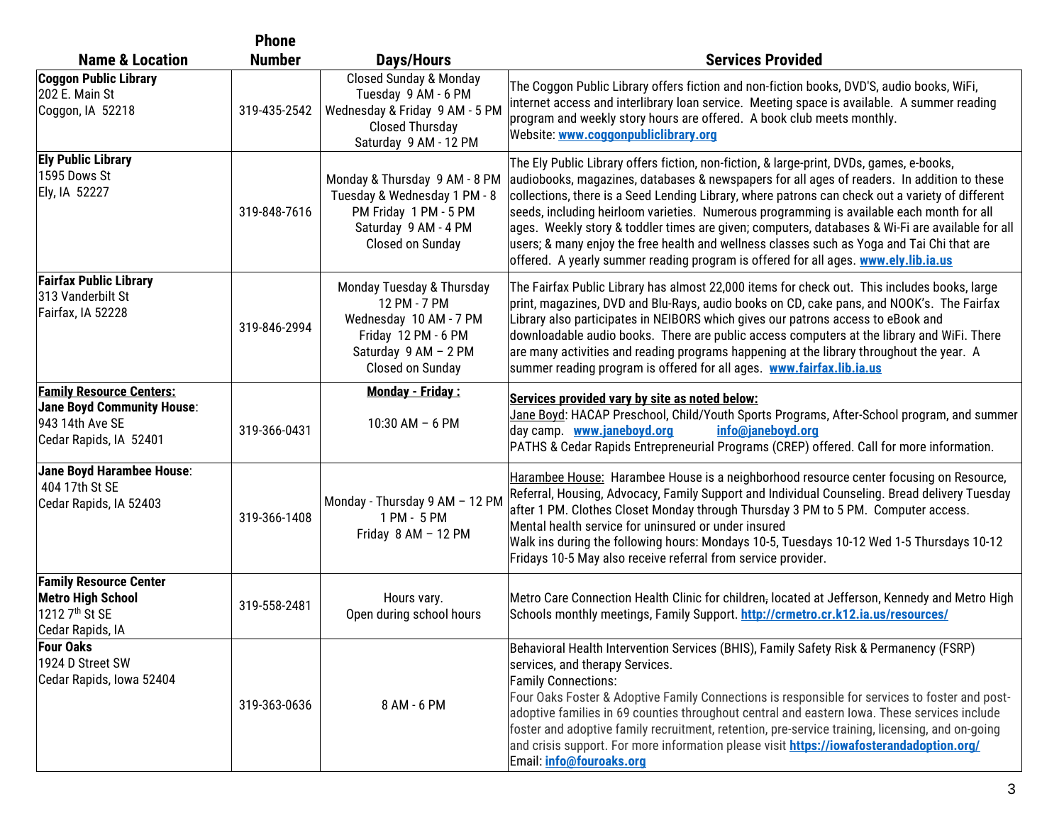| Name & Location | Phone Number | Days/Hours | Services Provided |
|---|---|---|---|
| **Coggon Public Library**<br>202 E. Main St<br>Coggon, IA 52218 | 319-435-2542 | Closed Sunday & Monday<br>Tuesday 9 AM - 6 PM<br>Wednesday & Friday 9 AM - 5 PM<br>Closed Thursday<br>Saturday 9 AM - 12 PM | The Coggon Public Library offers fiction and non-fiction books, DVD'S, audio books, WiFi, internet access and interlibrary loan service. Meeting space is available. A summer reading program and weekly story hours are offered. A book club meets monthly.<br>Website: **www.coggonpubliclibrary.org** |
| **Ely Public Library**<br>1595 Dows St<br>Ely, IA 52227 | 319-848-7616 | Monday & Thursday 9 AM - 8 PM<br>Tuesday & Wednesday 1 PM - 8 PM Friday 1 PM - 5 PM<br>Saturday 9 AM - 4 PM<br>Closed on Sunday | The Ely Public Library offers fiction, non-fiction, & large-print, DVDs, games, e-books, audiobooks, magazines, databases & newspapers for all ages of readers. In addition to these collections, there is a Seed Lending Library, where patrons can check out a variety of different seeds, including heirloom varieties. Numerous programming is available each month for all ages. Weekly story & toddler times are given; computers, databases & Wi-Fi are available for all users; & many enjoy the free health and wellness classes such as Yoga and Tai Chi that are offered. A yearly summer reading program is offered for all ages. **www.ely.lib.ia.us** |
| **Fairfax Public Library**<br>313 Vanderbilt St<br>Fairfax, IA 52228 | 319-846-2994 | Monday Tuesday & Thursday<br>12 PM - 7 PM<br>Wednesday 10 AM - 7 PM<br>Friday 12 PM - 6 PM<br>Saturday 9 AM – 2 PM<br>Closed on Sunday | The Fairfax Public Library has almost 22,000 items for check out. This includes books, large print, magazines, DVD and Blu-Rays, audio books on CD, cake pans, and NOOK's. The Fairfax Library also participates in NEIBORS which gives our patrons access to eBook and downloadable audio books. There are public access computers at the library and WiFi. There are many activities and reading programs happening at the library throughout the year. A summer reading program is offered for all ages. **www.fairfax.lib.ia.us** |
| **Family Resource Centers:**<br>**Jane Boyd Community House**:<br>943 14th Ave SE<br>Cedar Rapids, IA 52401 | 319-366-0431 | **Monday - Friday :**<br><br>10:30 AM – 6 PM | **Services provided vary by site as noted below:**<br>Jane Boyd: HACAP Preschool, Child/Youth Sports Programs, After-School program, and summer day camp. **www.janeboyd.org** **info@janeboyd.org**<br>PATHS & Cedar Rapids Entrepreneurial Programs (CREP) offered. Call for more information. |
| **Jane Boyd Harambee House**:<br>404 17th St SE<br>Cedar Rapids, IA 52403 | 319-366-1408 | Monday - Thursday 9 AM – 12 PM<br>1 PM - 5 PM<br>Friday 8 AM – 12 PM | Harambee House: Harambee House is a neighborhood resource center focusing on Resource, Referral, Housing, Advocacy, Family Support and Individual Counseling. Bread delivery Tuesday after 1 PM. Clothes Closet Monday through Thursday 3 PM to 5 PM. Computer access.<br>Mental health service for uninsured or under insured<br>Walk ins during the following hours: Mondays 10-5, Tuesdays 10-12 Wed 1-5 Thursdays 10-12 Fridays 10-5 May also receive referral from service provider. |
| **Family Resource Center**<br>**Metro High School**<br>1212 7th St SE<br>Cedar Rapids, IA | 319-558-2481 | Hours vary.<br>Open during school hours | Metro Care Connection Health Clinic for children, located at Jefferson, Kennedy and Metro High Schools monthly meetings, Family Support. **http://crmetro.cr.k12.ia.us/resources/** |
| **Four Oaks**<br>1924 D Street SW<br>Cedar Rapids, Iowa 52404 | 319-363-0636 | 8 AM - 6 PM | Behavioral Health Intervention Services (BHIS), Family Safety Risk & Permanency (FSRP) services, and therapy Services.<br>Family Connections:<br>Four Oaks Foster & Adoptive Family Connections is responsible for services to foster and post-adoptive families in 69 counties throughout central and eastern Iowa. These services include foster and adoptive family recruitment, retention, pre-service training, licensing, and on-going and crisis support. For more information please visit **https://iowafosterandadoption.org/**<br>Email: **info@fouroaks.org** |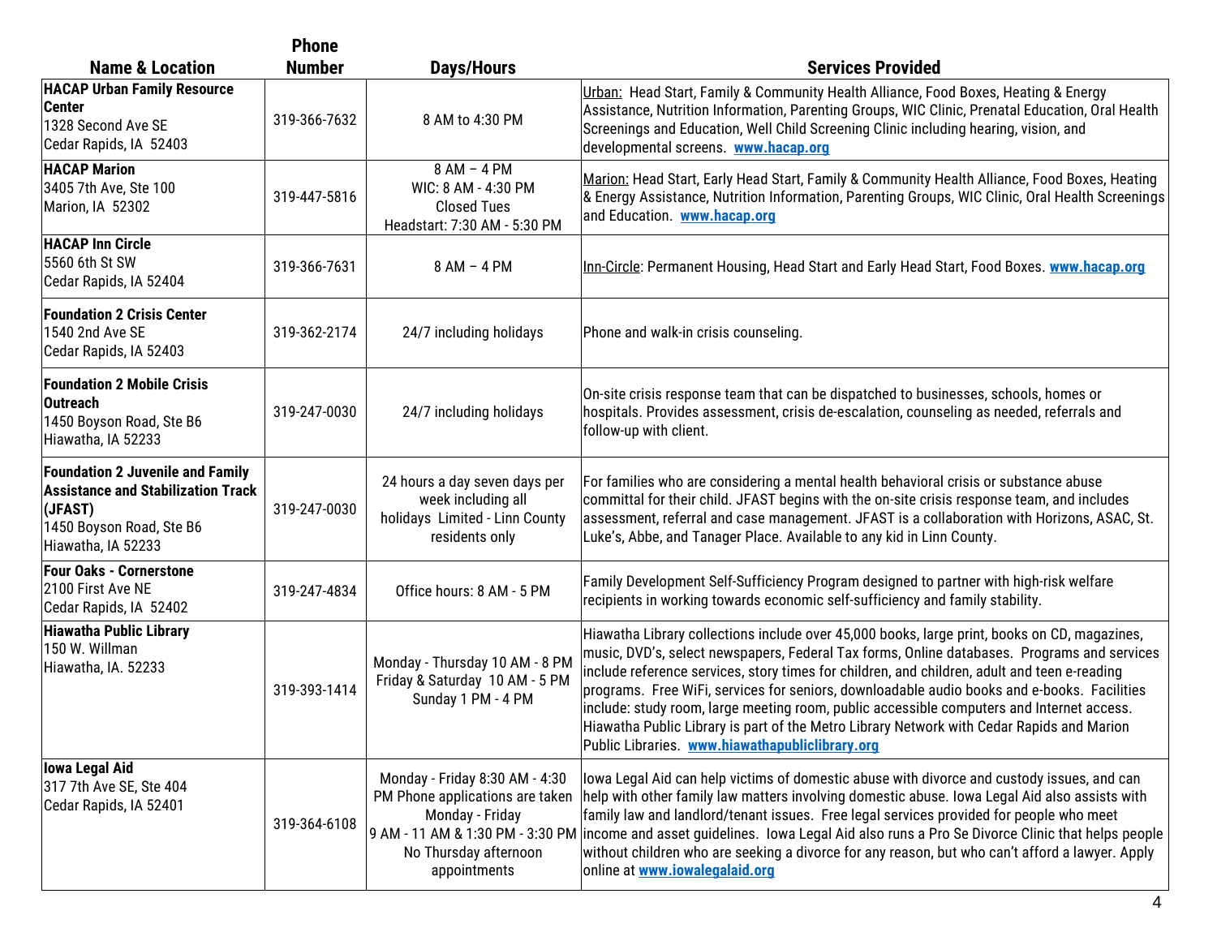| Name & Location | Phone Number | Days/Hours | Services Provided |
|---|---|---|---|
| **HACAP Urban Family Resource Center**<br>1328 Second Ave SE<br>Cedar Rapids, IA 52403 | 319-366-7632 | 8 AM to 4:30 PM | Urban: Head Start, Family & Community Health Alliance, Food Boxes, Heating & Energy Assistance, Nutrition Information, Parenting Groups, WIC Clinic, Prenatal Education, Oral Health Screenings and Education, Well Child Screening Clinic including hearing, vision, and developmental screens. **www.hacap.org** |
| **HACAP Marion**<br>3405 7th Ave, Ste 100<br>Marion, IA 52302 | 319-447-5816 | 8 AM – 4 PM<br>WIC: 8 AM - 4:30 PM<br>Closed Tues<br>Headstart: 7:30 AM - 5:30 PM | Marion: Head Start, Early Head Start, Family & Community Health Alliance, Food Boxes, Heating & Energy Assistance, Nutrition Information, Parenting Groups, WIC Clinic, Oral Health Screenings and Education. **www.hacap.org** |
| **HACAP Inn Circle**<br>5560 6th St SW<br>Cedar Rapids, IA 52404 | 319-366-7631 | 8 AM – 4 PM | Inn-Circle: Permanent Housing, Head Start and Early Head Start, Food Boxes. **www.hacap.org** |
| **Foundation 2 Crisis Center**<br>1540 2nd Ave SE<br>Cedar Rapids, IA 52403 | 319-362-2174 | 24/7 including holidays | Phone and walk-in crisis counseling. |
| **Foundation 2 Mobile Crisis Outreach**<br>1450 Boyson Road, Ste B6<br>Hiawatha, IA 52233 | 319-247-0030 | 24/7 including holidays | On-site crisis response team that can be dispatched to businesses, schools, homes or hospitals. Provides assessment, crisis de-escalation, counseling as needed, referrals and follow-up with client. |
| **Foundation 2 Juvenile and Family Assistance and Stabilization Track (JFAST)**<br>1450 Boyson Road, Ste B6<br>Hiawatha, IA 52233 | 319-247-0030 | 24 hours a day seven days per week including all holidays Limited - Linn County residents only | For families who are considering a mental health behavioral crisis or substance abuse committal for their child. JFAST begins with the on-site crisis response team, and includes assessment, referral and case management. JFAST is a collaboration with Horizons, ASAC, St. Luke's, Abbe, and Tanager Place. Available to any kid in Linn County. |
| **Four Oaks - Cornerstone**<br>2100 First Ave NE<br>Cedar Rapids, IA 52402 | 319-247-4834 | Office hours: 8 AM - 5 PM | Family Development Self-Sufficiency Program designed to partner with high-risk welfare recipients in working towards economic self-sufficiency and family stability. |
| **Hiawatha Public Library**<br>150 W. Willman<br>Hiawatha, IA. 52233 | 319-393-1414 | Monday - Thursday 10 AM - 8 PM<br>Friday & Saturday 10 AM - 5 PM<br>Sunday 1 PM - 4 PM | Hiawatha Library collections include over 45,000 books, large print, books on CD, magazines, music, DVD's, select newspapers, Federal Tax forms, Online databases. Programs and services include reference services, story times for children, and children, adult and teen e-reading programs. Free WiFi, services for seniors, downloadable audio books and e-books. Facilities include: study room, large meeting room, public accessible computers and Internet access. Hiawatha Public Library is part of the Metro Library Network with Cedar Rapids and Marion Public Libraries. **www.hiawathapubliclibrary.org** |
| **Iowa Legal Aid**<br>317 7th Ave SE, Ste 404<br>Cedar Rapids, IA 52401 | 319-364-6108 | Monday - Friday 8:30 AM - 4:30 PM Phone applications are taken Monday - Friday<br>9 AM - 11 AM & 1:30 PM - 3:30 PM<br>No Thursday afternoon appointments | Iowa Legal Aid can help victims of domestic abuse with divorce and custody issues, and can help with other family law matters involving domestic abuse. Iowa Legal Aid also assists with family law and landlord/tenant issues. Free legal services provided for people who meet income and asset guidelines. Iowa Legal Aid also runs a Pro Se Divorce Clinic that helps people without children who are seeking a divorce for any reason, but who can't afford a lawyer. Apply online at **www.iowalegalaid.org** |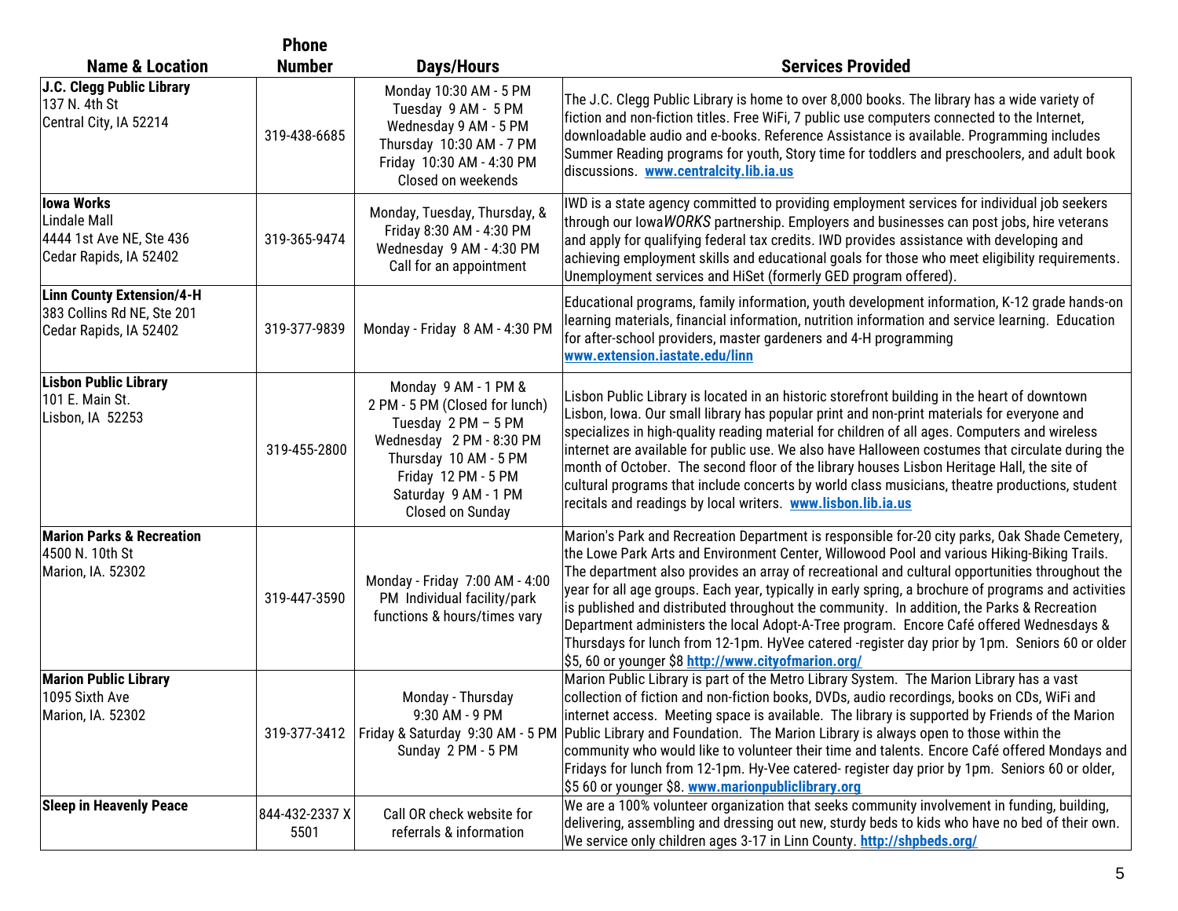| Name & Location | Phone Number | Days/Hours | Services Provided |
|---|---|---|---|
| **J.C. Clegg Public Library**<br>137 N. 4th St<br>Central City, IA 52214 | 319-438-6685 | Monday 10:30 AM - 5 PM<br>Tuesday 9 AM - 5 PM<br>Wednesday 9 AM - 5 PM<br>Thursday 10:30 AM - 7 PM<br>Friday 10:30 AM - 4:30 PM<br>Closed on weekends | The J.C. Clegg Public Library is home to over 8,000 books. The library has a wide variety of fiction and non-fiction titles. Free WiFi, 7 public use computers connected to the Internet, downloadable audio and e-books. Reference Assistance is available. Programming includes Summer Reading programs for youth, Story time for toddlers and preschoolers, and adult book discussions. **www.centralcity.lib.ia.us** |
| **Iowa Works**<br>Lindale Mall<br>4444 1st Ave NE, Ste 436<br>Cedar Rapids, IA 52402 | 319-365-9474 | Monday, Tuesday, Thursday, & Friday 8:30 AM - 4:30 PM<br>Wednesday 9 AM - 4:30 PM<br>Call for an appointment | IWD is a state agency committed to providing employment services for individual job seekers through our Iowa*WORKS* partnership. Employers and businesses can post jobs, hire veterans and apply for qualifying federal tax credits. IWD provides assistance with developing and achieving employment skills and educational goals for those who meet eligibility requirements. Unemployment services and HiSet (formerly GED program offered). |
| **Linn County Extension/4-H**<br>383 Collins Rd NE, Ste 201<br>Cedar Rapids, IA 52402 | 319-377-9839 | Monday - Friday 8 AM - 4:30 PM | Educational programs, family information, youth development information, K-12 grade hands-on learning materials, financial information, nutrition information and service learning. Education for after-school providers, master gardeners and 4-H programming **www.extension.iastate.edu/linn** |
| **Lisbon Public Library**<br>101 E. Main St.<br>Lisbon, IA 52253 | 319-455-2800 | Monday 9 AM - 1 PM & 2 PM - 5 PM (Closed for lunch)<br>Tuesday 2 PM – 5 PM<br>Wednesday 2 PM - 8:30 PM<br>Thursday 10 AM - 5 PM<br>Friday 12 PM - 5 PM<br>Saturday 9 AM - 1 PM<br>Closed on Sunday | Lisbon Public Library is located in an historic storefront building in the heart of downtown Lisbon, Iowa. Our small library has popular print and non-print materials for everyone and specializes in high-quality reading material for children of all ages. Computers and wireless internet are available for public use. We also have Halloween costumes that circulate during the month of October. The second floor of the library houses Lisbon Heritage Hall, the site of cultural programs that include concerts by world class musicians, theatre productions, student recitals and readings by local writers. **www.lisbon.lib.ia.us** |
| **Marion Parks & Recreation**<br>4500 N. 10th St<br>Marion, IA. 52302 | 319-447-3590 | Monday - Friday 7:00 AM - 4:00 PM Individual facility/park functions & hours/times vary | Marion's Park and Recreation Department is responsible for-20 city parks, Oak Shade Cemetery, the Lowe Park Arts and Environment Center, Willowood Pool and various Hiking-Biking Trails. The department also provides an array of recreational and cultural opportunities throughout the year for all age groups. Each year, typically in early spring, a brochure of programs and activities is published and distributed throughout the community. In addition, the Parks & Recreation Department administers the local Adopt-A-Tree program. Encore Café offered Wednesdays & Thursdays for lunch from 12-1pm. HyVee catered -register day prior by 1pm. Seniors 60 or older $5, 60 or younger $8 **http://www.cityofmarion.org/** |
| **Marion Public Library**<br>1095 Sixth Ave<br>Marion, IA. 52302 | 319-377-3412 | Monday - Thursday 9:30 AM - 9 PM<br>Friday & Saturday 9:30 AM - 5 PM<br>Sunday 2 PM - 5 PM | Marion Public Library is part of the Metro Library System. The Marion Library has a vast collection of fiction and non-fiction books, DVDs, audio recordings, books on CDs, WiFi and internet access. Meeting space is available. The library is supported by Friends of the Marion Public Library and Foundation. The Marion Library is always open to those within the community who would like to volunteer their time and talents. Encore Café offered Mondays and Fridays for lunch from 12-1pm. Hy-Vee catered- register day prior by 1pm. Seniors 60 or older, $5 60 or younger $8. **www.marionpubliclibrary.org** |
| **Sleep in Heavenly Peace** | 844-432-2337 X 5501 | Call OR check website for referrals & information | We are a 100% volunteer organization that seeks community involvement in funding, building, delivering, assembling and dressing out new, sturdy beds to kids who have no bed of their own. We service only children ages 3-17 in Linn County. **http://shpbeds.org/** |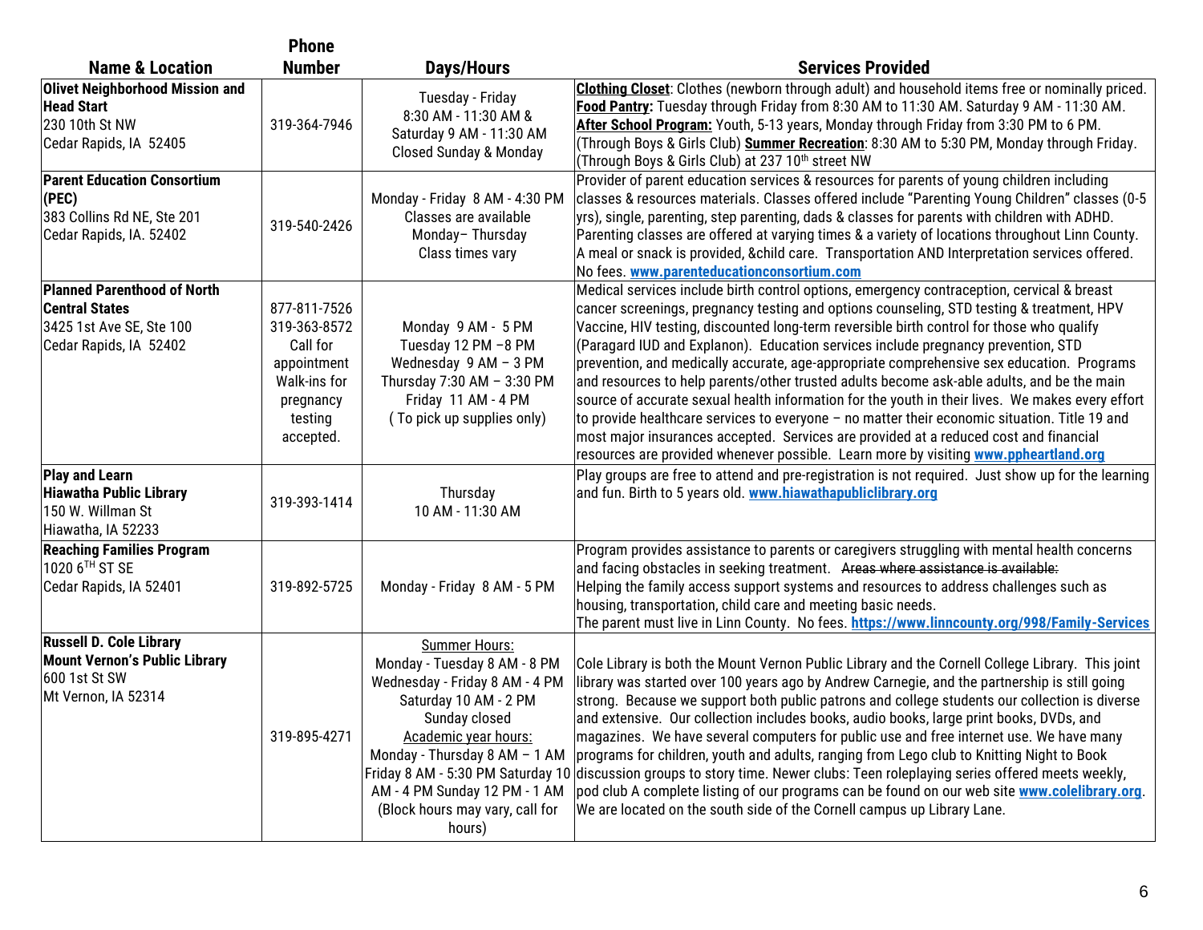| Name & Location | Phone Number | Days/Hours | Services Provided |
|---|---|---|---|
| **Olivet Neighborhood Mission and Head Start**<br>230 10th St NW<br>Cedar Rapids, IA 52405 | 319-364-7946 | Tuesday - Friday<br>8:30 AM - 11:30 AM &<br>Saturday 9 AM - 11:30 AM<br>Closed Sunday & Monday | **Clothing Closet**: Clothes (newborn through adult) and household items free or nominally priced. **Food Pantry:** Tuesday through Friday from 8:30 AM to 11:30 AM. Saturday 9 AM - 11:30 AM. **After School Program:** Youth, 5-13 years, Monday through Friday from 3:30 PM to 6 PM. (Through Boys & Girls Club) **Summer Recreation**: 8:30 AM to 5:30 PM, Monday through Friday. (Through Boys & Girls Club) at 237 10th street NW |
| **Parent Education Consortium (PEC)**<br>383 Collins Rd NE, Ste 201<br>Cedar Rapids, IA. 52402 | 319-540-2426 | Monday - Friday 8 AM - 4:30 PM<br>Classes are available Monday– Thursday<br>Class times vary | Provider of parent education services & resources for parents of young children including classes & resources materials. Classes offered include "Parenting Young Children" classes (0-5 yrs), single, parenting, step parenting, dads & classes for parents with children with ADHD. Parenting classes are offered at varying times & a variety of locations throughout Linn County. A meal or snack is provided, &child care. Transportation AND Interpretation services offered. No fees. **www.parenteducationconsortium.com** |
| **Planned Parenthood of North Central States**<br>3425 1st Ave SE, Ste 100<br>Cedar Rapids, IA 52402 | 877-811-7526<br>319-363-8572<br>Call for appointment<br>Walk-ins for pregnancy testing accepted. | Monday 9 AM - 5 PM<br>Tuesday 12 PM –8 PM<br>Wednesday 9 AM – 3 PM<br>Thursday 7:30 AM – 3:30 PM<br>Friday 11 AM - 4 PM<br>( To pick up supplies only) | Medical services include birth control options, emergency contraception, cervical & breast cancer screenings, pregnancy testing and options counseling, STD testing & treatment, HPV Vaccine, HIV testing, discounted long-term reversible birth control for those who qualify (Paragard IUD and Explanon). Education services include pregnancy prevention, STD prevention, and medically accurate, age-appropriate comprehensive sex education. Programs and resources to help parents/other trusted adults become ask-able adults, and be the main source of accurate sexual health information for the youth in their lives. We makes every effort to provide healthcare services to everyone – no matter their economic situation. Title 19 and most major insurances accepted. Services are provided at a reduced cost and financial resources are provided whenever possible. Learn more by visiting **www.ppheartland.org** |
| **Play and Learn**<br>**Hiawatha Public Library**<br>150 W. Willman St<br>Hiawatha, IA 52233 | 319-393-1414 | Thursday<br>10 AM - 11:30 AM | Play groups are free to attend and pre-registration is not required. Just show up for the learning and fun. Birth to 5 years old. **www.hiawathapubliclibrary.org** |
| **Reaching Families Program**<br>1020 6TH ST SE<br>Cedar Rapids, IA 52401 | 319-892-5725 | Monday - Friday 8 AM - 5 PM | Program provides assistance to parents or caregivers struggling with mental health concerns and facing obstacles in seeking treatment. ~~Areas where assistance is available:~~<br>Helping the family access support systems and resources to address challenges such as housing, transportation, child care and meeting basic needs.<br>The parent must live in Linn County. No fees. **https://www.linncounty.org/998/Family-Services** |
| **Russell D. Cole Library**<br>**Mount Vernon's Public Library**<br>600 1st St SW<br>Mt Vernon, IA 52314 | 319-895-4271 | Summer Hours:<br>Monday - Tuesday 8 AM - 8 PM<br>Wednesday - Friday 8 AM - 4 PM<br>Saturday 10 AM - 2 PM<br>Sunday closed<br>Academic year hours:<br>Monday - Thursday 8 AM – 1 AM<br>Friday 8 AM - 5:30 PM Saturday 10 AM - 4 PM Sunday 12 PM - 1 AM<br>(Block hours may vary, call for hours) | Cole Library is both the Mount Vernon Public Library and the Cornell College Library. This joint library was started over 100 years ago by Andrew Carnegie, and the partnership is still going strong. Because we support both public patrons and college students our collection is diverse and extensive. Our collection includes books, audio books, large print books, DVDs, and magazines. We have several computers for public use and free internet use. We have many programs for children, youth and adults, ranging from Lego club to Knitting Night to Book discussion groups to story time. Newer clubs: Teen roleplaying series offered meets weekly, pod club A complete listing of our programs can be found on our web site **www.colelibrary.org**. We are located on the south side of the Cornell campus up Library Lane. |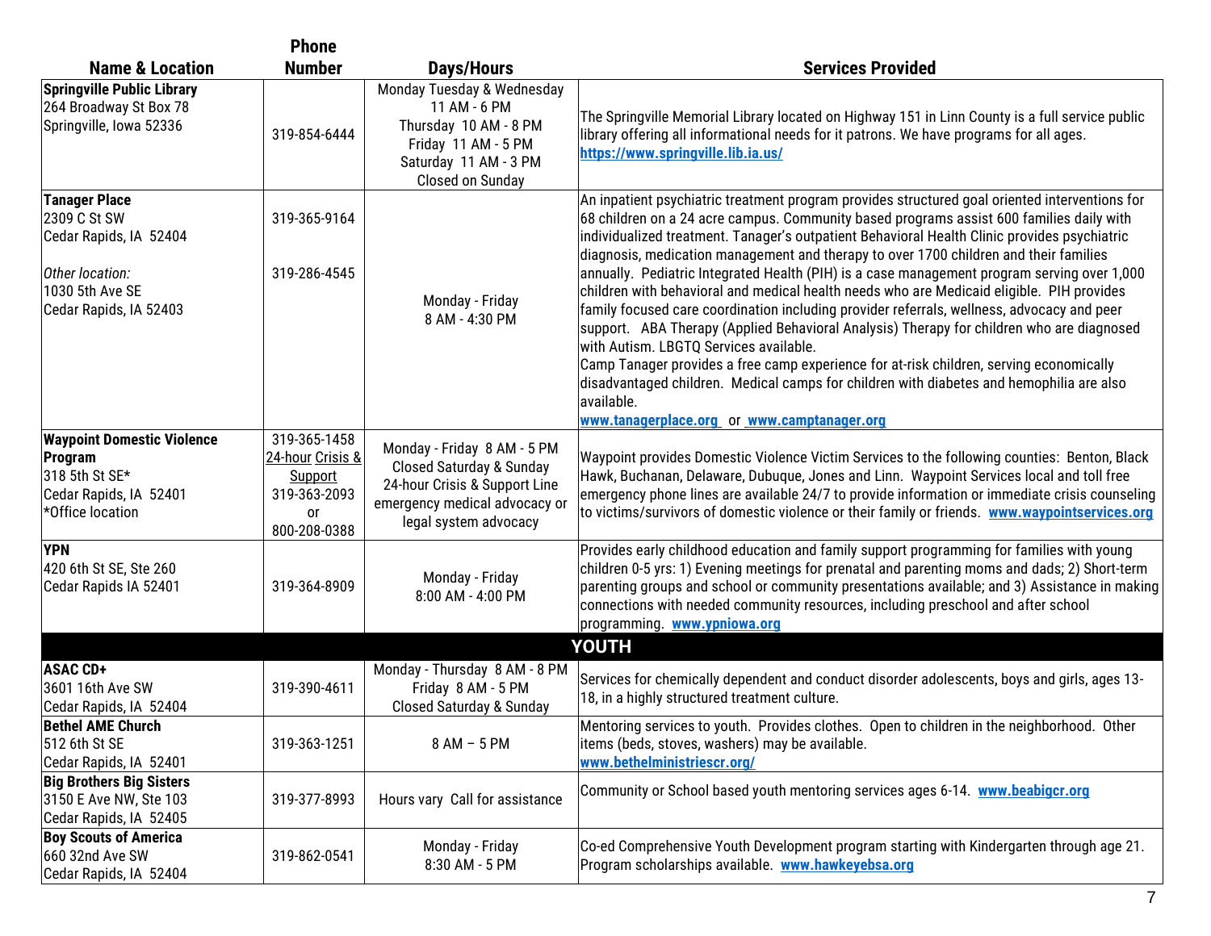| Name & Location | Phone Number | Days/Hours | Services Provided |
|---|---|---|---|
| **Springville Public Library**<br>264 Broadway St Box 78<br>Springville, Iowa 52336 | 319-854-6444 | Monday Tuesday & Wednesday 11 AM - 6 PM<br>Thursday 10 AM - 8 PM<br>Friday 11 AM - 5 PM<br>Saturday 11 AM - 3 PM<br>Closed on Sunday | The Springville Memorial Library located on Highway 151 in Linn County is a full service public library offering all informational needs for it patrons. We have programs for all ages. **https://www.springville.lib.ia.us/** |
| **Tanager Place**<br>2309 C St SW<br>Cedar Rapids, IA 52404<br><br>*Other location:*<br>1030 5th Ave SE<br>Cedar Rapids, IA 52403 | 319-365-9164<br><br>319-286-4545 | Monday - Friday<br>8 AM - 4:30 PM | An inpatient psychiatric treatment program provides structured goal oriented interventions for 68 children on a 24 acre campus. Community based programs assist 600 families daily with individualized treatment. Tanager's outpatient Behavioral Health Clinic provides psychiatric diagnosis, medication management and therapy to over 1700 children and their families annually. Pediatric Integrated Health (PIH) is a case management program serving over 1,000 children with behavioral and medical health needs who are Medicaid eligible. PIH provides family focused care coordination including provider referrals, wellness, advocacy and peer support. ABA Therapy (Applied Behavioral Analysis) Therapy for children who are diagnosed with Autism. LBGTQ Services available.<br>Camp Tanager provides a free camp experience for at-risk children, serving economically disadvantaged children. Medical camps for children with diabetes and hemophilia are also available.<br>**www.tanagerplace.org** or **www.camptanager.org** |
| **Waypoint Domestic Violence Program**<br>318 5th St SE*<br>Cedar Rapids, IA 52401<br>*Office location | 319-365-1458<br>24-hour Crisis & Support<br>319-363-2093<br>or<br>800-208-0388 | Monday - Friday 8 AM - 5 PM<br>Closed Saturday & Sunday<br>24-hour Crisis & Support Line emergency medical advocacy or legal system advocacy | Waypoint provides Domestic Violence Victim Services to the following counties: Benton, Black Hawk, Buchanan, Delaware, Dubuque, Jones and Linn. Waypoint Services local and toll free emergency phone lines are available 24/7 to provide information or immediate crisis counseling to victims/survivors of domestic violence or their family or friends. **www.waypointservices.org** |
| **YPN**<br>420 6th St SE, Ste 260<br>Cedar Rapids IA 52401 | 319-364-8909 | Monday - Friday<br>8:00 AM - 4:00 PM | Provides early childhood education and family support programming for families with young children 0-5 yrs: 1) Evening meetings for prenatal and parenting moms and dads; 2) Short-term parenting groups and school or community presentations available; and 3) Assistance in making connections with needed community resources, including preschool and after school programming. **www.ypniowa.org** |
| **YOUTH** | | | |
| **ASAC CD+**<br>3601 16th Ave SW<br>Cedar Rapids, IA 52404 | 319-390-4611 | Monday - Thursday 8 AM - 8 PM<br>Friday 8 AM - 5 PM<br>Closed Saturday & Sunday | Services for chemically dependent and conduct disorder adolescents, boys and girls, ages 13-18, in a highly structured treatment culture. |
| **Bethel AME Church**<br>512 6th St SE<br>Cedar Rapids, IA 52401 | 319-363-1251 | 8 AM – 5 PM | Mentoring services to youth. Provides clothes. Open to children in the neighborhood. Other items (beds, stoves, washers) may be available.<br>**www.bethelministriescr.org/** |
| **Big Brothers Big Sisters**<br>3150 E Ave NW, Ste 103<br>Cedar Rapids, IA 52405 | 319-377-8993 | Hours vary Call for assistance | Community or School based youth mentoring services ages 6-14. **www.beabigcr.org** |
| **Boy Scouts of America**<br>660 32nd Ave SW<br>Cedar Rapids, IA 52404 | 319-862-0541 | Monday - Friday<br>8:30 AM - 5 PM | Co-ed Comprehensive Youth Development program starting with Kindergarten through age 21. Program scholarships available. **www.hawkeyebsa.org** |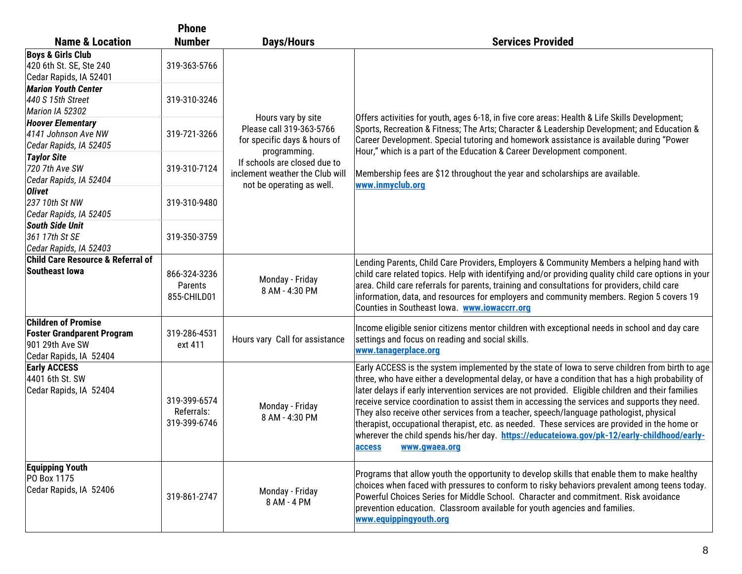| Name & Location | Phone Number | Days/Hours | Services Provided |
| --- | --- | --- | --- |
| **Boys & Girls Club**<br>420 6th St. SE, Ste 240<br>Cedar Rapids, IA 52401 | 319-363-5766 | Hours vary by site<br>Please call 319-363-5766 for specific days & hours of programming.<br>If schools are closed due to inclement weather the Club will not be operating as well. | Offers activities for youth, ages 6-18, in five core areas: Health & Life Skills Development; Sports, Recreation & Fitness; The Arts; Character & Leadership Development; and Education & Career Development. Special tutoring and homework assistance is available during "Power Hour," which is a part of the Education & Career Development component.<br><br>Membership fees are $12 throughout the year and scholarships are available.<br>**www.inmyclub.org** |
| ***Marion Youth Center***<br>*440 S 15th Street*<br>*Marion IA 52302* | 319-310-3246 | | |
| ***Hoover Elementary***<br>*4141 Johnson Ave NW*<br>*Cedar Rapids, IA 52405* | 319-721-3266 | | |
| ***Taylor Site***<br>*720 7th Ave SW*<br>*Cedar Rapids, IA 52404* | 319-310-7124 | | |
| ***Olivet***<br>*237 10th St NW*<br>*Cedar Rapids, IA 52405* | 319-310-9480 | | |
| ***South Side Unit***<br>*361 17th St SE*<br>*Cedar Rapids, IA 52403* | 319-350-3759 | | |
| **Child Care Resource & Referral of Southeast Iowa** | 866-324-3236<br>Parents<br>855-CHILD01 | Monday - Friday<br>8 AM - 4:30 PM | Lending Parents, Child Care Providers, Employers & Community Members a helping hand with child care related topics. Help with identifying and/or providing quality child care options in your area. Child care referrals for parents, training and consultations for providers, child care information, data, and resources for employers and community members. Region 5 covers 19 Counties in Southeast Iowa. **www.iowaccrr.org** |
| **Children of Promise Foster Grandparent Program**<br>901 29th Ave SW<br>Cedar Rapids, IA 52404 | 319-286-4531<br>ext 411 | Hours vary Call for assistance | Income eligible senior citizens mentor children with exceptional needs in school and day care settings and focus on reading and social skills.<br>**www.tanagerplace.org** |
| **Early ACCESS**<br>4401 6th St. SW<br>Cedar Rapids, IA 52404 | 319-399-6574<br>Referrals:<br>319-399-6746 | Monday - Friday<br>8 AM - 4:30 PM | Early ACCESS is the system implemented by the state of Iowa to serve children from birth to age three, who have either a developmental delay, or have a condition that has a high probability of later delays if early intervention services are not provided. Eligible children and their families receive service coordination to assist them in accessing the services and supports they need. They also receive other services from a teacher, speech/language pathologist, physical therapist, occupational therapist, etc. as needed. These services are provided in the home or wherever the child spends his/her day. **https://educateiowa.gov/pk-12/early-childhood/early-access** **www.gwaea.org** |
| **Equipping Youth**<br>PO Box 1175<br>Cedar Rapids, IA 52406 | 319-861-2747 | Monday - Friday<br>8 AM - 4 PM | Programs that allow youth the opportunity to develop skills that enable them to make healthy choices when faced with pressures to conform to risky behaviors prevalent among teens today. Powerful Choices Series for Middle School. Character and commitment. Risk avoidance prevention education. Classroom available for youth agencies and families.<br>**www.equippingyouth.org** |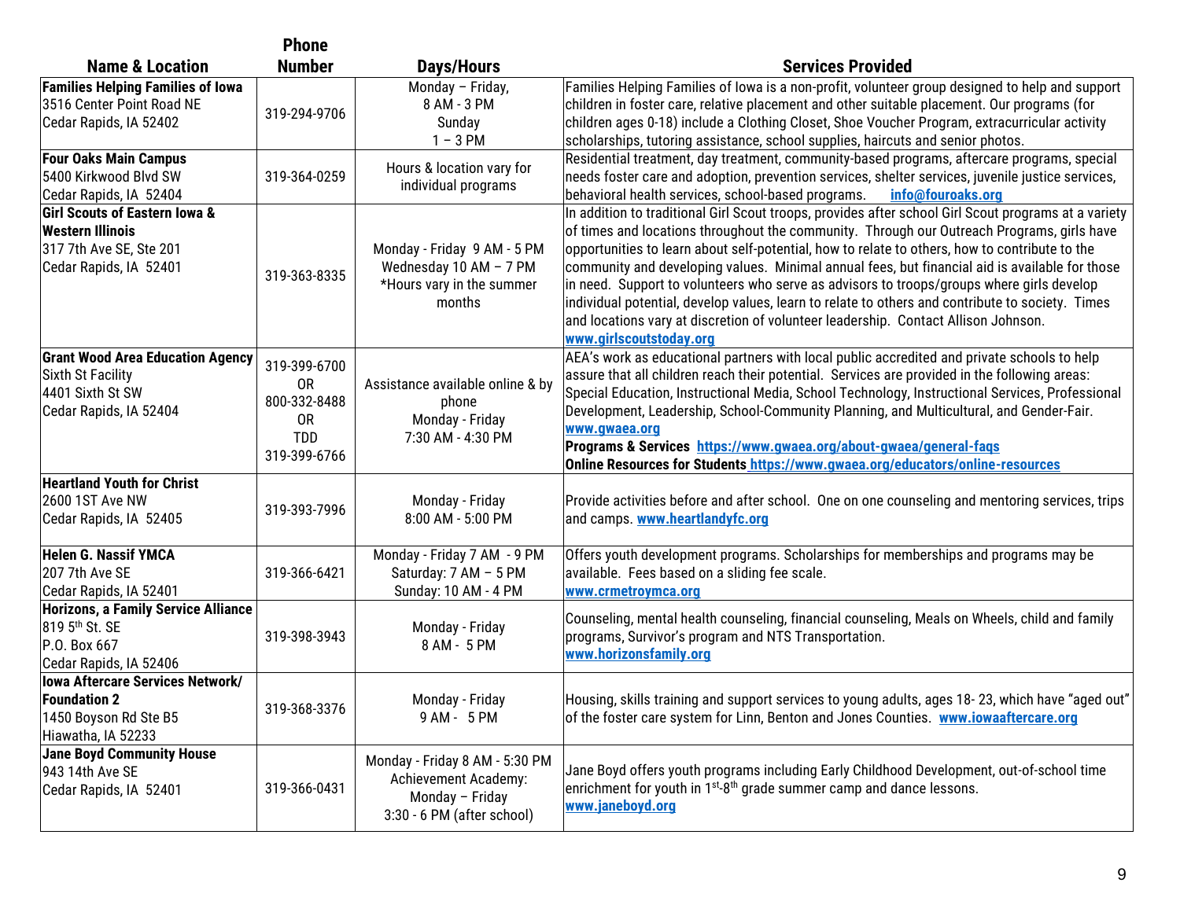| Name & Location | Phone Number | Days/Hours | Services Provided |
|---|---|---|---|
| **Families Helping Families of Iowa**<br>3516 Center Point Road NE<br>Cedar Rapids, IA 52402 | 319-294-9706 | Monday – Friday,<br>8 AM - 3 PM<br>Sunday<br>1 – 3 PM | Families Helping Families of Iowa is a non-profit, volunteer group designed to help and support children in foster care, relative placement and other suitable placement. Our programs (for children ages 0-18) include a Clothing Closet, Shoe Voucher Program, extracurricular activity scholarships, tutoring assistance, school supplies, haircuts and senior photos. |
| **Four Oaks Main Campus**<br>5400 Kirkwood Blvd SW<br>Cedar Rapids, IA 52404 | 319-364-0259 | Hours & location vary for individual programs | Residential treatment, day treatment, community-based programs, aftercare programs, special needs foster care and adoption, prevention services, shelter services, juvenile justice services, behavioral health services, school-based programs. **info@fouroaks.org** |
| **Girl Scouts of Eastern Iowa & Western Illinois**<br>317 7th Ave SE, Ste 201<br>Cedar Rapids, IA 52401 | 319-363-8335 | Monday - Friday 9 AM - 5 PM<br>Wednesday 10 AM – 7 PM<br>*Hours vary in the summer months | In addition to traditional Girl Scout troops, provides after school Girl Scout programs at a variety of times and locations throughout the community. Through our Outreach Programs, girls have opportunities to learn about self-potential, how to relate to others, how to contribute to the community and developing values. Minimal annual fees, but financial aid is available for those in need. Support to volunteers who serve as advisors to troops/groups where girls develop individual potential, develop values, learn to relate to others and contribute to society. Times and locations vary at discretion of volunteer leadership. Contact Allison Johnson. **www.girlscoutstoday.org** |
| **Grant Wood Area Education Agency**<br>Sixth St Facility<br>4401 Sixth St SW<br>Cedar Rapids, IA 52404 | 319-399-6700<br>OR<br>800-332-8488<br>OR<br>TDD<br>319-399-6766 | Assistance available online & by phone<br>Monday - Friday<br>7:30 AM - 4:30 PM | AEA's work as educational partners with local public accredited and private schools to help assure that all children reach their potential. Services are provided in the following areas: Special Education, Instructional Media, School Technology, Instructional Services, Professional Development, Leadership, School-Community Planning, and Multicultural, and Gender-Fair. **www.gwaea.org**<br>**Programs & Services https://www.gwaea.org/about-gwaea/general-faqs**<br>**Online Resources for Students https://www.gwaea.org/educators/online-resources** |
| **Heartland Youth for Christ**<br>2600 1ST Ave NW<br>Cedar Rapids, IA 52405 | 319-393-7996 | Monday - Friday<br>8:00 AM - 5:00 PM | Provide activities before and after school. One on one counseling and mentoring services, trips and camps. **www.heartlandyfc.org** |
| **Helen G. Nassif YMCA**<br>207 7th Ave SE<br>Cedar Rapids, IA 52401 | 319-366-6421 | Monday - Friday 7 AM - 9 PM<br>Saturday: 7 AM – 5 PM<br>Sunday: 10 AM - 4 PM | Offers youth development programs. Scholarships for memberships and programs may be available. Fees based on a sliding fee scale. **www.crmetroymca.org** |
| **Horizons, a Family Service Alliance**<br>819 5th St. SE<br>P.O. Box 667<br>Cedar Rapids, IA 52406 | 319-398-3943 | Monday - Friday<br>8 AM - 5 PM | Counseling, mental health counseling, financial counseling, Meals on Wheels, child and family programs, Survivor's program and NTS Transportation. **www.horizonsfamily.org** |
| **Iowa Aftercare Services Network/ Foundation 2**<br>1450 Boyson Rd Ste B5<br>Hiawatha, IA 52233 | 319-368-3376 | Monday - Friday<br>9 AM - 5 PM | Housing, skills training and support services to young adults, ages 18- 23, which have "aged out" of the foster care system for Linn, Benton and Jones Counties. **www.iowaaftercare.org** |
| **Jane Boyd Community House**<br>943 14th Ave SE<br>Cedar Rapids, IA 52401 | 319-366-0431 | Monday - Friday 8 AM - 5:30 PM<br>Achievement Academy:<br>Monday – Friday<br>3:30 - 6 PM (after school) | Jane Boyd offers youth programs including Early Childhood Development, out-of-school time enrichment for youth in 1st-8th grade summer camp and dance lessons. **www.janeboyd.org** |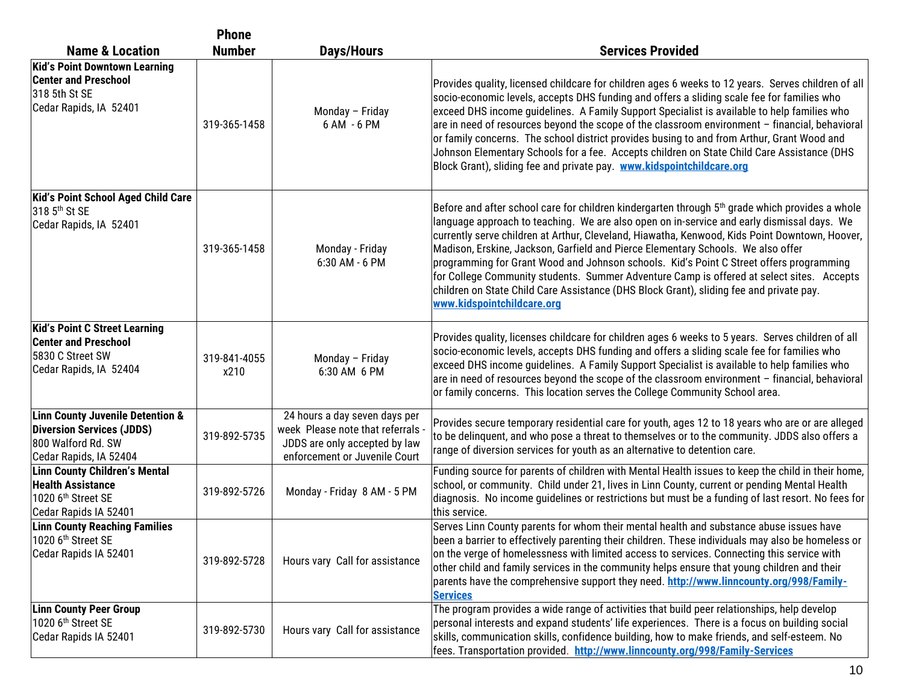| Name & Location | Phone Number | Days/Hours | Services Provided |
| --- | --- | --- | --- |
| **Kid's Point Downtown Learning Center and Preschool** 318 5th St SE Cedar Rapids, IA 52401 | 319-365-1458 | Monday – Friday 6 AM - 6 PM | Provides quality, licensed childcare for children ages 6 weeks to 12 years. Serves children of all socio-economic levels, accepts DHS funding and offers a sliding scale fee for families who exceed DHS income guidelines. A Family Support Specialist is available to help families who are in need of resources beyond the scope of the classroom environment – financial, behavioral or family concerns. The school district provides busing to and from Arthur, Grant Wood and Johnson Elementary Schools for a fee. Accepts children on State Child Care Assistance (DHS Block Grant), sliding fee and private pay. **www.kidspointchildcare.org** |
| **Kid's Point School Aged Child Care** 318 5th St SE Cedar Rapids, IA 52401 | 319-365-1458 | Monday - Friday 6:30 AM - 6 PM | Before and after school care for children kindergarten through 5th grade which provides a whole language approach to teaching. We are also open on in-service and early dismissal days. We currently serve children at Arthur, Cleveland, Hiawatha, Kenwood, Kids Point Downtown, Hoover, Madison, Erskine, Jackson, Garfield and Pierce Elementary Schools. We also offer programming for Grant Wood and Johnson schools. Kid's Point C Street offers programming for College Community students. Summer Adventure Camp is offered at select sites. Accepts children on State Child Care Assistance (DHS Block Grant), sliding fee and private pay. **www.kidspointchildcare.org** |
| **Kid's Point C Street Learning Center and Preschool** 5830 C Street SW Cedar Rapids, IA 52404 | 319-841-4055 x210 | Monday – Friday 6:30 AM 6 PM | Provides quality, licenses childcare for children ages 6 weeks to 5 years. Serves children of all socio-economic levels, accepts DHS funding and offers a sliding scale fee for families who exceed DHS income guidelines. A Family Support Specialist is available to help families who are in need of resources beyond the scope of the classroom environment – financial, behavioral or family concerns. This location serves the College Community School area. |
| **Linn County Juvenile Detention & Diversion Services (JDDS)** 800 Walford Rd. SW Cedar Rapids, IA 52404 | 319-892-5735 | 24 hours a day seven days per week Please note that referrals - JDDS are only accepted by law enforcement or Juvenile Court | Provides secure temporary residential care for youth, ages 12 to 18 years who are or are alleged to be delinquent, and who pose a threat to themselves or to the community. JDDS also offers a range of diversion services for youth as an alternative to detention care. |
| **Linn County Children's Mental Health Assistance** 1020 6th Street SE Cedar Rapids IA 52401 | 319-892-5726 | Monday - Friday 8 AM - 5 PM | Funding source for parents of children with Mental Health issues to keep the child in their home, school, or community. Child under 21, lives in Linn County, current or pending Mental Health diagnosis. No income guidelines or restrictions but must be a funding of last resort. No fees for this service. |
| **Linn County Reaching Families** 1020 6th Street SE Cedar Rapids IA 52401 | 319-892-5728 | Hours vary Call for assistance | Serves Linn County parents for whom their mental health and substance abuse issues have been a barrier to effectively parenting their children. These individuals may also be homeless or on the verge of homelessness with limited access to services. Connecting this service with other child and family services in the community helps ensure that young children and their parents have the comprehensive support they need. **http://www.linncounty.org/998/Family-Services** |
| **Linn County Peer Group** 1020 6th Street SE Cedar Rapids IA 52401 | 319-892-5730 | Hours vary Call for assistance | The program provides a wide range of activities that build peer relationships, help develop personal interests and expand students' life experiences. There is a focus on building social skills, communication skills, confidence building, how to make friends, and self-esteem. No fees. Transportation provided. **http://www.linncounty.org/998/Family-Services** |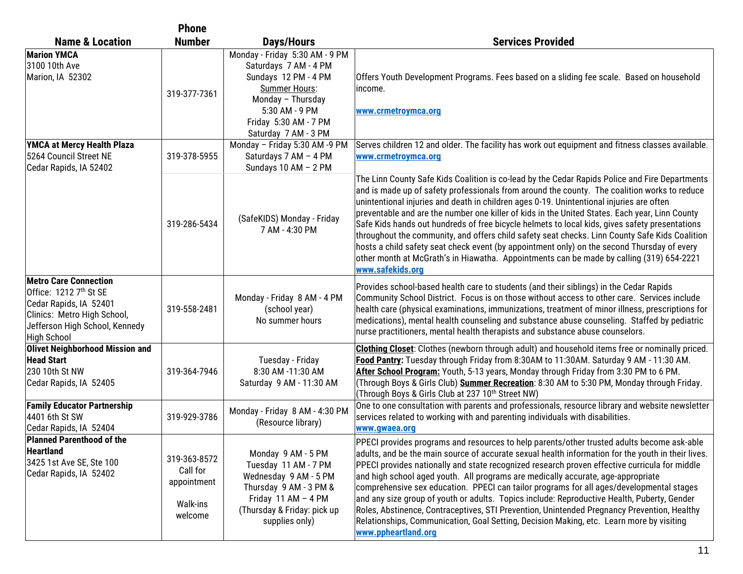| Name & Location | Phone Number | Days/Hours | Services Provided |
|---|---|---|---|
| **Marion YMCA**<br>3100 10th Ave<br>Marion, IA 52302 | 319-377-7361 | Monday - Friday 5:30 AM - 9 PM<br>Saturdays 7 AM - 4 PM<br>Sundays 12 PM - 4 PM<br>Summer Hours:<br>Monday – Thursday<br>5:30 AM - 9 PM<br>Friday 5:30 AM - 7 PM<br>Saturday 7 AM - 3 PM | Offers Youth Development Programs. Fees based on a sliding fee scale. Based on household income.<br><br>**www.crmetroymca.org** |
| **YMCA at Mercy Health Plaza**<br>5264 Council Street NE<br>Cedar Rapids, IA 52402 | 319-378-5955 | Monday – Friday 5:30 AM -9 PM<br>Saturdays 7 AM – 4 PM<br>Sundays 10 AM – 2 PM | Serves children 12 and older. The facility has work out equipment and fitness classes available.<br>**www.crmetroymca.org** |
| | 319-286-5434 | (SafeKIDS) Monday - Friday<br>7 AM - 4:30 PM | The Linn County Safe Kids Coalition is co-lead by the Cedar Rapids Police and Fire Departments and is made up of safety professionals from around the county. The coalition works to reduce unintentional injuries and death in children ages 0-19. Unintentional injuries are often preventable and are the number one killer of kids in the United States. Each year, Linn County Safe Kids hands out hundreds of free bicycle helmets to local kids, gives safety presentations throughout the community, and offers child safety seat checks. Linn County Safe Kids Coalition hosts a child safety seat check event (by appointment only) on the second Thursday of every other month at McGrath's in Hiawatha. Appointments can be made by calling (319) 654-2221<br>**www.safekids.org** |
| **Metro Care Connection**<br>Office: 1212 7th St SE<br>Cedar Rapids, IA 52401<br>Clinics: Metro High School, Jefferson High School, Kennedy High School | 319-558-2481 | Monday - Friday 8 AM - 4 PM<br>(school year)<br>No summer hours | Provides school-based health care to students (and their siblings) in the Cedar Rapids Community School District. Focus is on those without access to other care. Services include health care (physical examinations, immunizations, treatment of minor illness, prescriptions for medications), mental health counseling and substance abuse counseling. Staffed by pediatric nurse practitioners, mental health therapists and substance abuse counselors. |
| **Olivet Neighborhood Mission and Head Start**<br>230 10th St NW<br>Cedar Rapids, IA 52405 | 319-364-7946 | Tuesday - Friday<br>8:30 AM -11:30 AM<br>Saturday 9 AM - 11:30 AM | **Clothing Closet**: Clothes (newborn through adult) and household items free or nominally priced. **Food Pantry:** Tuesday through Friday from 8:30AM to 11:30AM. Saturday 9 AM - 11:30 AM. **After School Program:** Youth, 5-13 years, Monday through Friday from 3:30 PM to 6 PM. (Through Boys & Girls Club) **Summer Recreation**: 8:30 AM to 5:30 PM, Monday through Friday. (Through Boys & Girls Club at 237 10th Street NW) |
| **Family Educator Partnership**<br>4401 6th St SW<br>Cedar Rapids, IA 52404 | 319-929-3786 | Monday - Friday 8 AM - 4:30 PM<br>(Resource library) | One to one consultation with parents and professionals, resource library and website newsletter services related to working with and parenting individuals with disabilities.<br>**www.gwaea.org** |
| **Planned Parenthood of the Heartland**<br>3425 1st Ave SE, Ste 100<br>Cedar Rapids, IA 52402 | 319-363-8572<br>Call for appointment<br><br>Walk-ins welcome | Monday 9 AM - 5 PM<br>Tuesday 11 AM - 7 PM<br>Wednesday 9 AM - 5 PM<br>Thursday 9 AM - 3 PM &<br>Friday 11 AM – 4 PM<br>(Thursday & Friday: pick up supplies only) | PPECI provides programs and resources to help parents/other trusted adults become ask-able adults, and be the main source of accurate sexual health information for the youth in their lives. PPECI provides nationally and state recognized research proven effective curricula for middle and high school aged youth. All programs are medically accurate, age-appropriate comprehensive sex education. PPECI can tailor programs for all ages/developmental stages and any size group of youth or adults. Topics include: Reproductive Health, Puberty, Gender Roles, Abstinence, Contraceptives, STI Prevention, Unintended Pregnancy Prevention, Healthy Relationships, Communication, Goal Setting, Decision Making, etc. Learn more by visiting<br>**www.ppheartland.org** |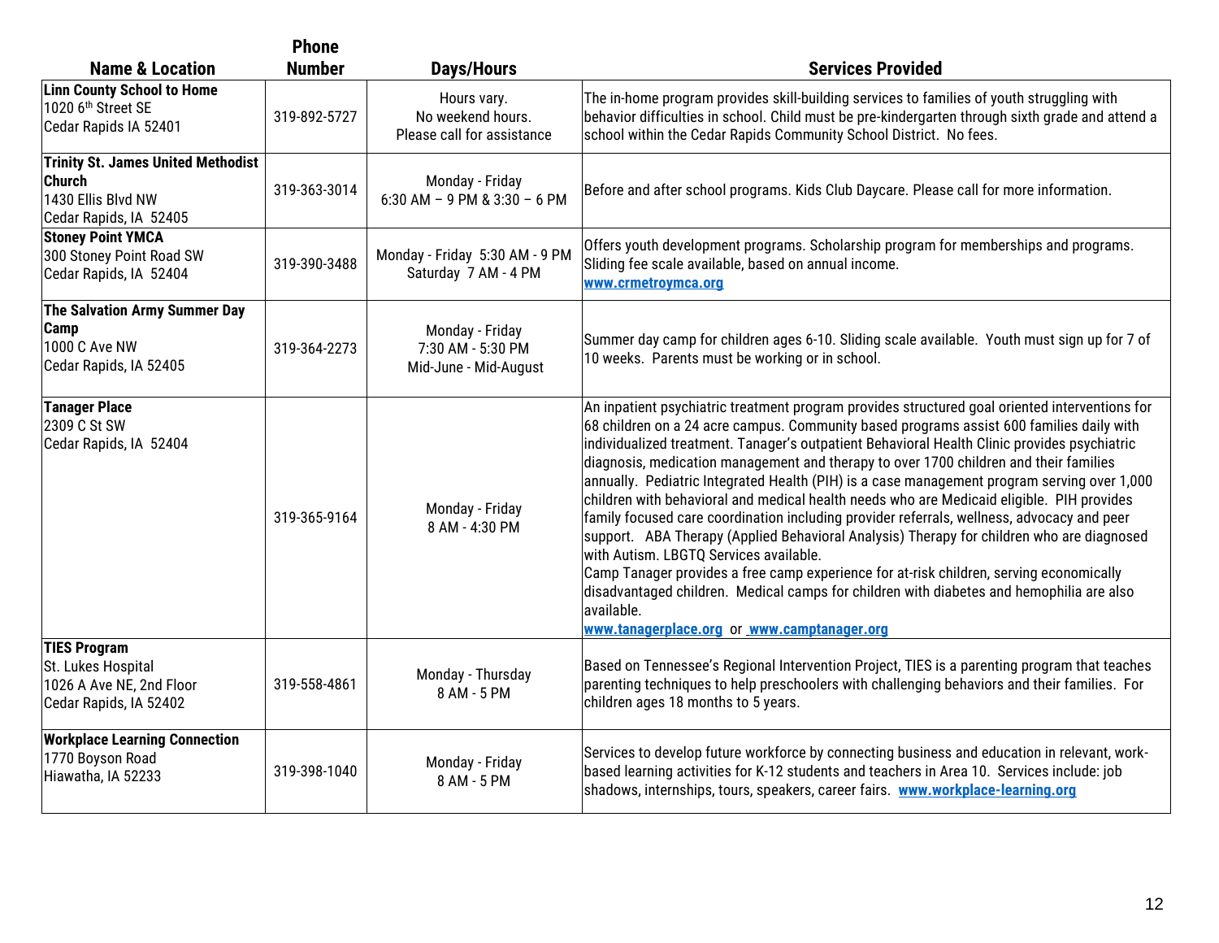| Name & Location | Phone Number | Days/Hours | Services Provided |
|---|---|---|---|
| **Linn County School to Home**<br>1020 6th Street SE<br>Cedar Rapids IA 52401 | 319-892-5727 | Hours vary.<br>No weekend hours.<br>Please call for assistance | The in-home program provides skill-building services to families of youth struggling with behavior difficulties in school. Child must be pre-kindergarten through sixth grade and attend a school within the Cedar Rapids Community School District. No fees. |
| **Trinity St. James United Methodist Church**<br>1430 Ellis Blvd NW<br>Cedar Rapids, IA 52405 | 319-363-3014 | Monday - Friday<br>6:30 AM – 9 PM & 3:30 – 6 PM | Before and after school programs. Kids Club Daycare. Please call for more information. |
| **Stoney Point YMCA**<br>300 Stoney Point Road SW<br>Cedar Rapids, IA 52404 | 319-390-3488 | Monday - Friday 5:30 AM - 9 PM<br>Saturday 7 AM - 4 PM | Offers youth development programs. Scholarship program for memberships and programs. Sliding fee scale available, based on annual income.<br>**www.crmetroymca.org** |
| **The Salvation Army Summer Day Camp**<br>1000 C Ave NW<br>Cedar Rapids, IA 52405 | 319-364-2273 | Monday - Friday<br>7:30 AM - 5:30 PM<br>Mid-June - Mid-August | Summer day camp for children ages 6-10. Sliding scale available. Youth must sign up for 7 of 10 weeks. Parents must be working or in school. |
| **Tanager Place**<br>2309 C St SW<br>Cedar Rapids, IA 52404 | 319-365-9164 | Monday - Friday<br>8 AM - 4:30 PM | An inpatient psychiatric treatment program provides structured goal oriented interventions for 68 children on a 24 acre campus. Community based programs assist 600 families daily with individualized treatment. Tanager's outpatient Behavioral Health Clinic provides psychiatric diagnosis, medication management and therapy to over 1700 children and their families annually. Pediatric Integrated Health (PIH) is a case management program serving over 1,000 children with behavioral and medical health needs who are Medicaid eligible. PIH provides family focused care coordination including provider referrals, wellness, advocacy and peer support. ABA Therapy (Applied Behavioral Analysis) Therapy for children who are diagnosed with Autism. LBGTQ Services available.<br>Camp Tanager provides a free camp experience for at-risk children, serving economically disadvantaged children. Medical camps for children with diabetes and hemophilia are also available.<br>**www.tanagerplace.org** or **www.camptanager.org** |
| **TIES Program**<br>St. Lukes Hospital<br>1026 A Ave NE, 2nd Floor<br>Cedar Rapids, IA 52402 | 319-558-4861 | Monday - Thursday<br>8 AM - 5 PM | Based on Tennessee's Regional Intervention Project, TIES is a parenting program that teaches parenting techniques to help preschoolers with challenging behaviors and their families. For children ages 18 months to 5 years. |
| **Workplace Learning Connection**<br>1770 Boyson Road<br>Hiawatha, IA 52233 | 319-398-1040 | Monday - Friday<br>8 AM - 5 PM | Services to develop future workforce by connecting business and education in relevant, work-based learning activities for K-12 students and teachers in Area 10. Services include: job shadows, internships, tours, speakers, career fairs. **www.workplace-learning.org** |